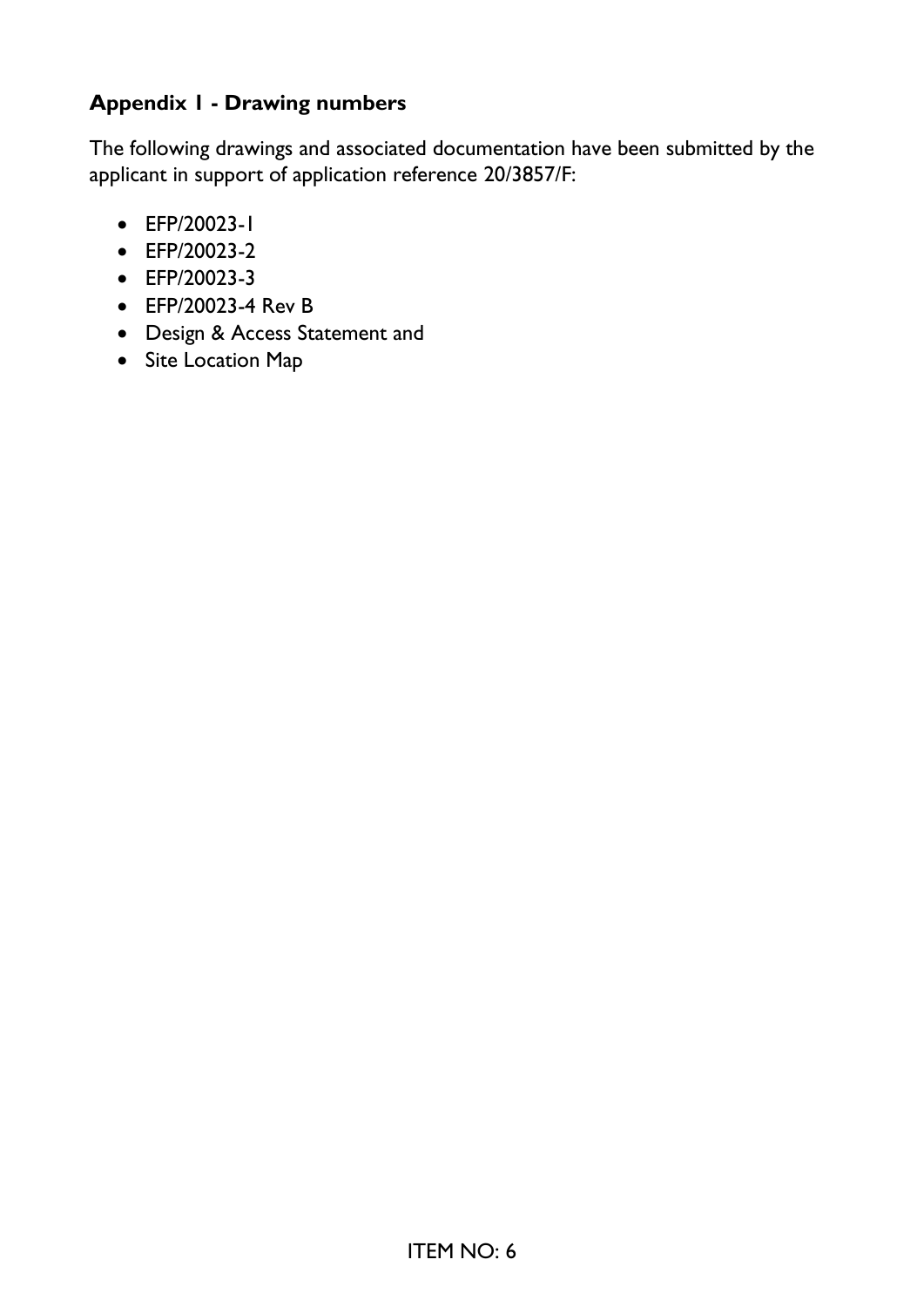## Appendix 1 - Drawing numbers

The following drawings and associated documentation have been submitted by the applicant in support of application reference 20/3857/F:

- EFP/20023-1
- EFP/20023-2
- EFP/20023-3
- EFP/20023-4 Rev B
- Design & Access Statement and
- Site Location Map

ITEM NO: 6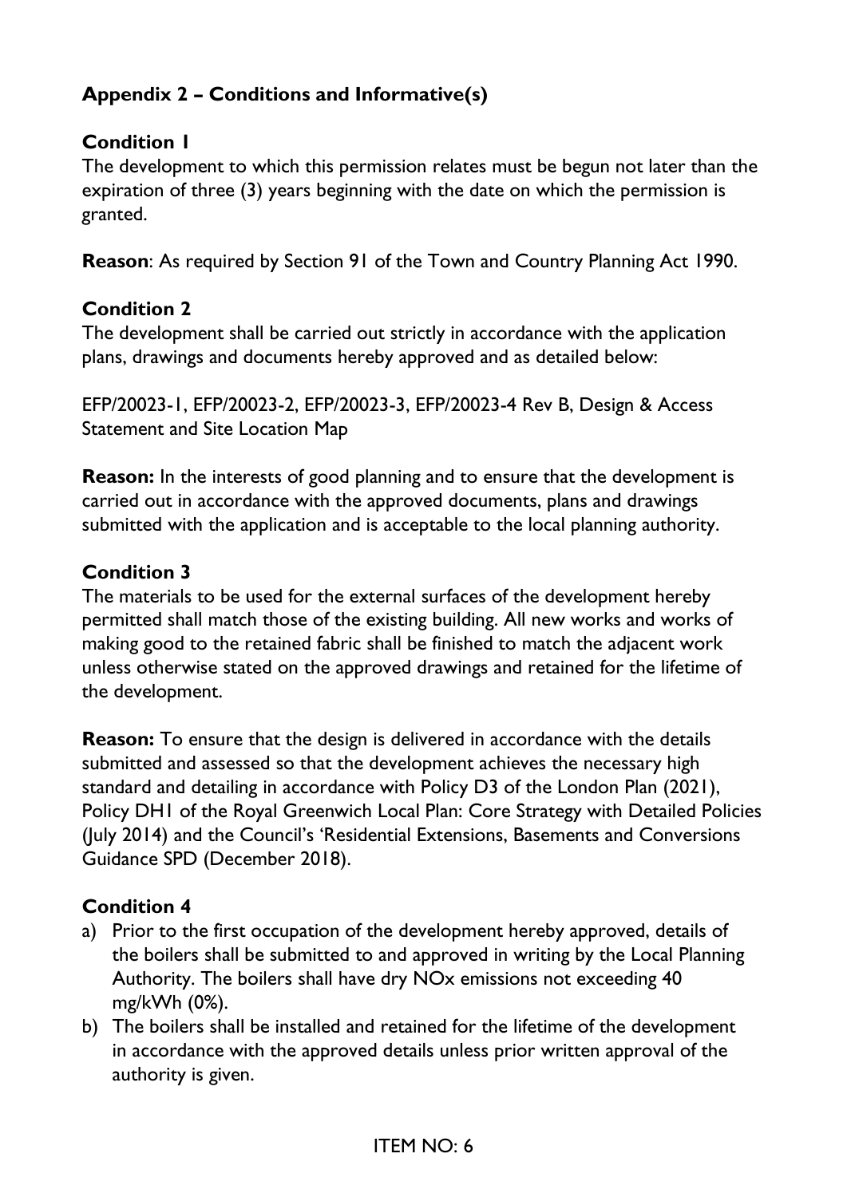## Appendix 2 – Conditions and Informative(s)

### Condition 1

The development to which this permission relates must be begun not later than the expiration of three (3) years beginning with the date on which the permission is granted.

**Reason**: As required by Section 91 of the Town and Country Planning Act 1990.

### Condition 2

The development shall be carried out strictly in accordance with the application plans, drawings and documents hereby approved and as detailed below:

EFP/20023-1, EFP/20023-2, EFP/20023-3, EFP/20023-4 Rev B, Design & Access Statement and Site Location Map

**Reason:** In the interests of good planning and to ensure that the development is carried out in accordance with the approved documents, plans and drawings submitted with the application and is acceptable to the local planning authority.

### Condition 3

The materials to be used for the external surfaces of the development hereby permitted shall match those of the existing building. All new works and works of making good to the retained fabric shall be finished to match the adjacent work unless otherwise stated on the approved drawings and retained for the lifetime of the development.

**Reason:** To ensure that the design is delivered in accordance with the details submitted and assessed so that the development achieves the necessary high standard and detailing in accordance with Policy D3 of the London Plan (2021), Policy DH1 of the Royal Greenwich Local Plan: Core Strategy with Detailed Policies (July 2014) and the Council's 'Residential Extensions, Basements and Conversions Guidance SPD (December 2018).

### Condition 4

a) Prior to the first occupation of the development hereby approved, details of the boilers shall be submitted to and approved in writing by the Local Planning Authority. The boilers shall have dry NOx emissions not exceeding 40 mg/kWh (0%).
b) The boilers shall be installed and retained for the lifetime of the development in accordance with the approved details unless prior written approval of the authority is given.

ITEM NO: 6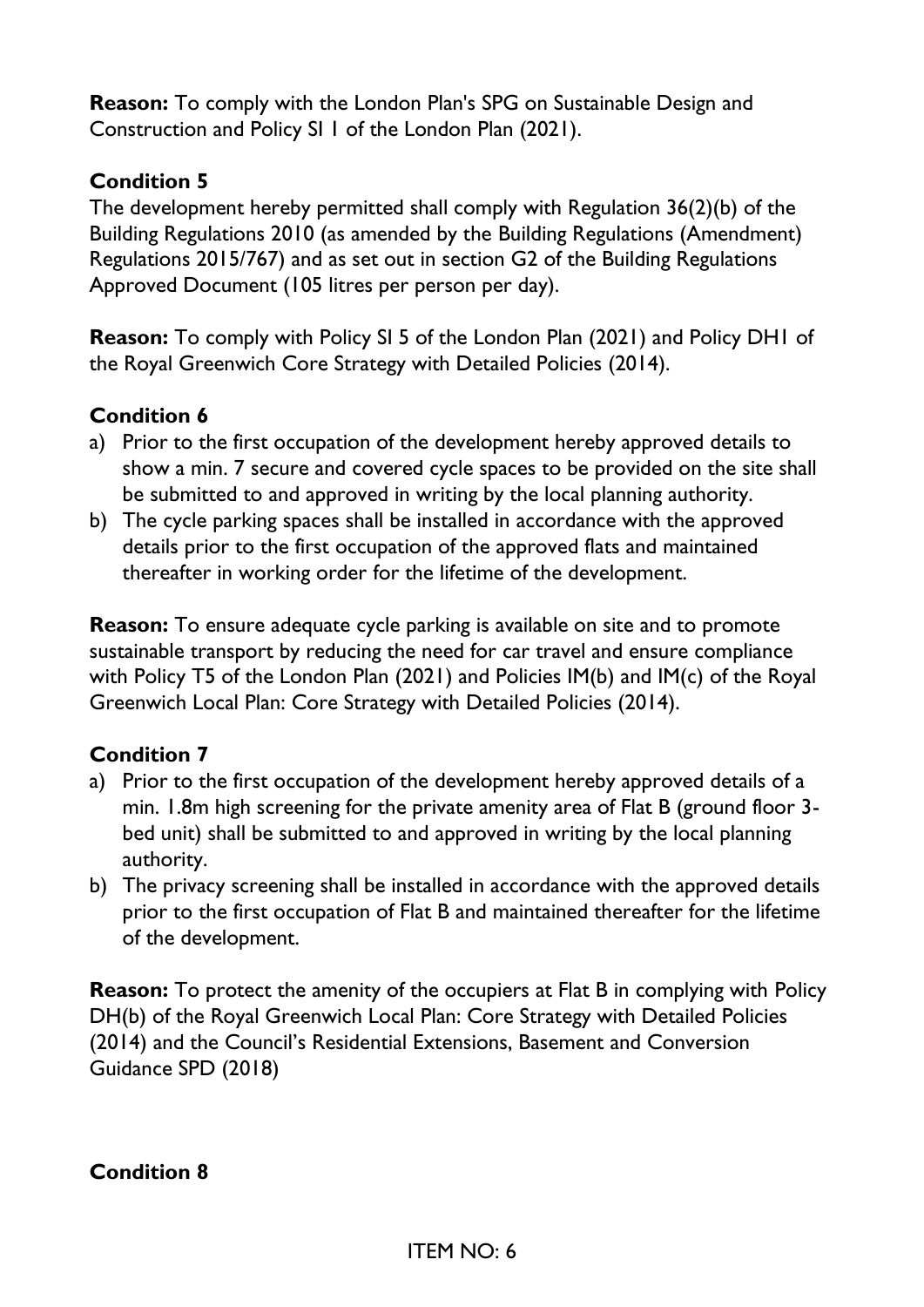**Reason:** To comply with the London Plan's SPG on Sustainable Design and Construction and Policy SI 1 of the London Plan (2021).

**Condition 5**

The development hereby permitted shall comply with Regulation 36(2)(b) of the Building Regulations 2010 (as amended by the Building Regulations (Amendment) Regulations 2015/767) and as set out in section G2 of the Building Regulations Approved Document (105 litres per person per day).

**Reason:** To comply with Policy SI 5 of the London Plan (2021) and Policy DH1 of the Royal Greenwich Core Strategy with Detailed Policies (2014).

**Condition 6**

a) Prior to the first occupation of the development hereby approved details to show a min. 7 secure and covered cycle spaces to be provided on the site shall be submitted to and approved in writing by the local planning authority.
b) The cycle parking spaces shall be installed in accordance with the approved details prior to the first occupation of the approved flats and maintained thereafter in working order for the lifetime of the development.

**Reason:** To ensure adequate cycle parking is available on site and to promote sustainable transport by reducing the need for car travel and ensure compliance with Policy T5 of the London Plan (2021) and Policies IM(b) and IM(c) of the Royal Greenwich Local Plan: Core Strategy with Detailed Policies (2014).

**Condition 7**

a) Prior to the first occupation of the development hereby approved details of a min. 1.8m high screening for the private amenity area of Flat B (ground floor 3-bed unit) shall be submitted to and approved in writing by the local planning authority.
b) The privacy screening shall be installed in accordance with the approved details prior to the first occupation of Flat B and maintained thereafter for the lifetime of the development.

**Reason:** To protect the amenity of the occupiers at Flat B in complying with Policy DH(b) of the Royal Greenwich Local Plan: Core Strategy with Detailed Policies (2014) and the Council's Residential Extensions, Basement and Conversion Guidance SPD (2018)

**Condition 8**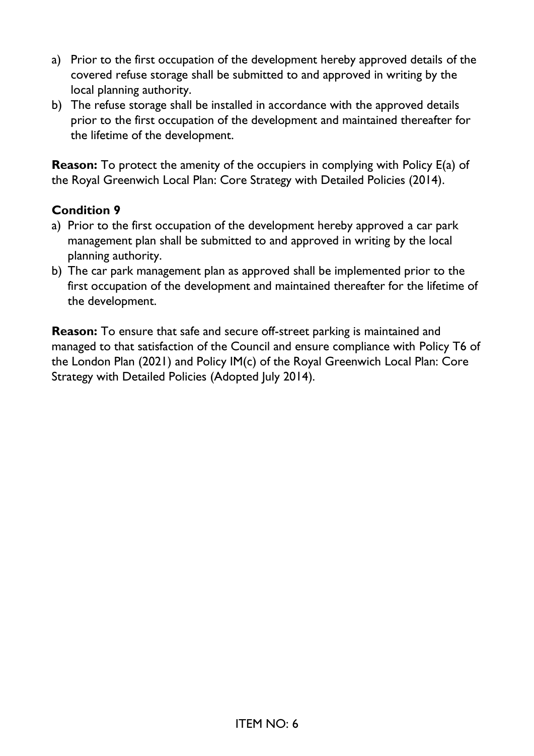a) Prior to the first occupation of the development hereby approved details of the covered refuse storage shall be submitted to and approved in writing by the local planning authority.
b) The refuse storage shall be installed in accordance with the approved details prior to the first occupation of the development and maintained thereafter for the lifetime of the development.

**Reason:** To protect the amenity of the occupiers in complying with Policy E(a) of the Royal Greenwich Local Plan: Core Strategy with Detailed Policies (2014).

**Condition 9**

a) Prior to the first occupation of the development hereby approved a car park management plan shall be submitted to and approved in writing by the local planning authority.
b) The car park management plan as approved shall be implemented prior to the first occupation of the development and maintained thereafter for the lifetime of the development.

**Reason:** To ensure that safe and secure off-street parking is maintained and managed to that satisfaction of the Council and ensure compliance with Policy T6 of the London Plan (2021) and Policy IM(c) of the Royal Greenwich Local Plan: Core Strategy with Detailed Policies (Adopted July 2014).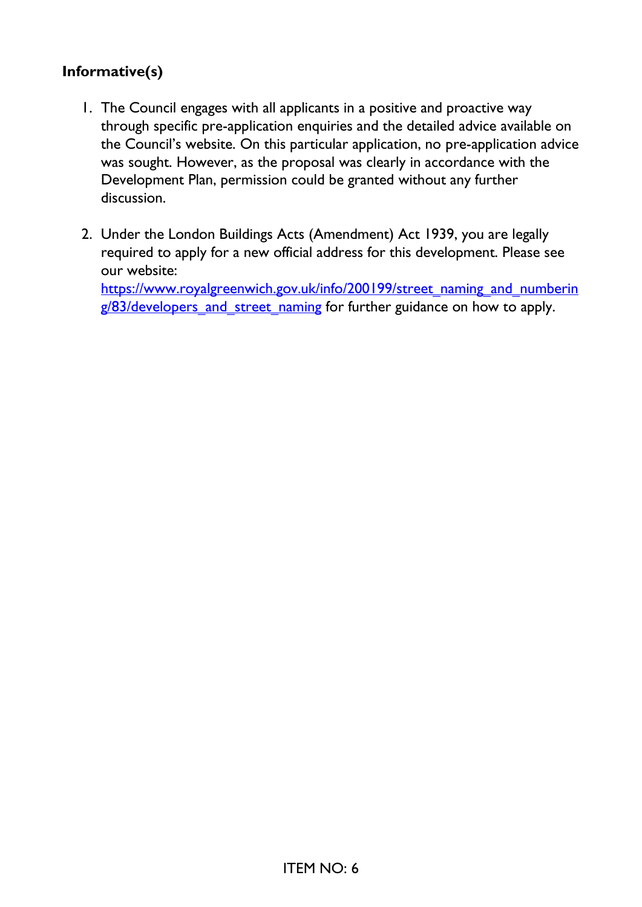**Informative(s)**

1. The Council engages with all applicants in a positive and proactive way through specific pre-application enquiries and the detailed advice available on the Council's website. On this particular application, no pre-application advice was sought. However, as the proposal was clearly in accordance with the Development Plan, permission could be granted without any further discussion.

2. Under the London Buildings Acts (Amendment) Act 1939, you are legally required to apply for a new official address for this development. Please see our website: [https://www.royalgreenwich.gov.uk/info/200199/street_naming_and_numbering/83/developers_and_street_naming](https://www.royalgreenwich.gov.uk/info/200199/street_naming_and_numbering/83/developers_and_street_naming) for further guidance on how to apply.

ITEM NO: 6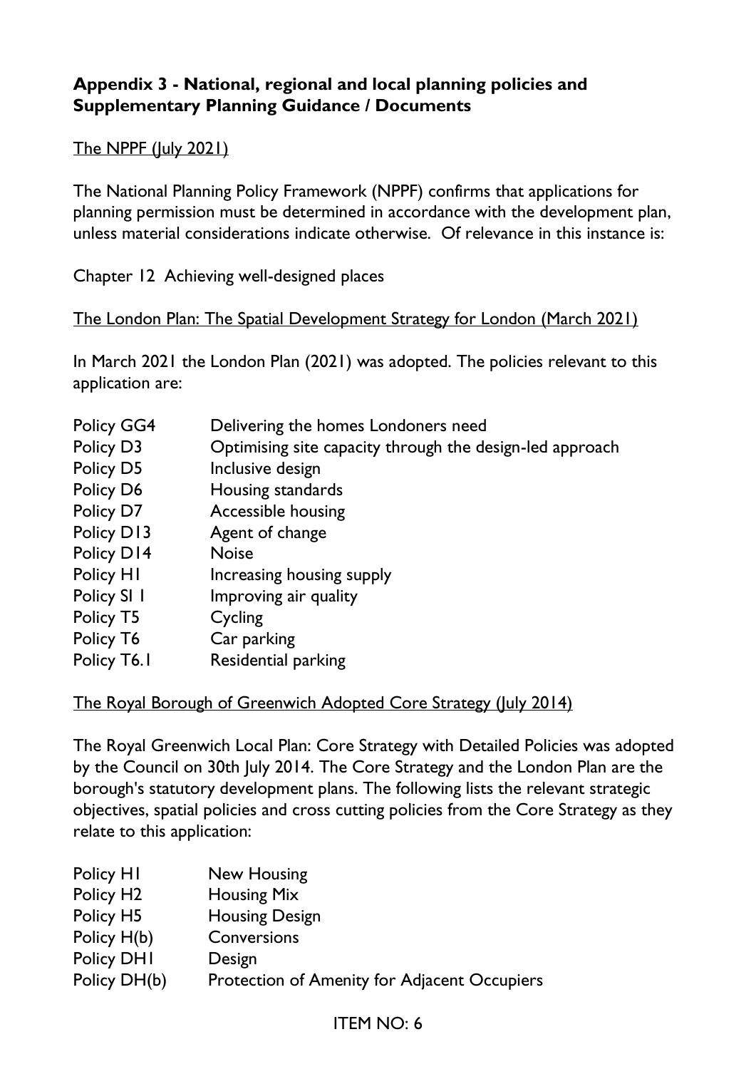## Appendix 3 - National, regional and local planning policies and Supplementary Planning Guidance / Documents

The NPPF (July 2021)

The National Planning Policy Framework (NPPF) confirms that applications for planning permission must be determined in accordance with the development plan, unless material considerations indicate otherwise. Of relevance in this instance is:

Chapter 12 Achieving well-designed places

The London Plan: The Spatial Development Strategy for London (March 2021)

In March 2021 the London Plan (2021) was adopted. The policies relevant to this application are:

| | |
|---|---|
| Policy GG4 | Delivering the homes Londoners need |
| Policy D3 | Optimising site capacity through the design-led approach |
| Policy D5 | Inclusive design |
| Policy D6 | Housing standards |
| Policy D7 | Accessible housing |
| Policy D13 | Agent of change |
| Policy D14 | Noise |
| Policy H1 | Increasing housing supply |
| Policy SI 1 | Improving air quality |
| Policy T5 | Cycling |
| Policy T6 | Car parking |
| Policy T6.1 | Residential parking |

The Royal Borough of Greenwich Adopted Core Strategy (July 2014)

The Royal Greenwich Local Plan: Core Strategy with Detailed Policies was adopted by the Council on 30th July 2014. The Core Strategy and the London Plan are the borough's statutory development plans. The following lists the relevant strategic objectives, spatial policies and cross cutting policies from the Core Strategy as they relate to this application:

| | |
|---|---|
| Policy H1 | New Housing |
| Policy H2 | Housing Mix |
| Policy H5 | Housing Design |
| Policy H(b) | Conversions |
| Policy DH1 | Design |
| Policy DH(b) | Protection of Amenity for Adjacent Occupiers |

ITEM NO: 6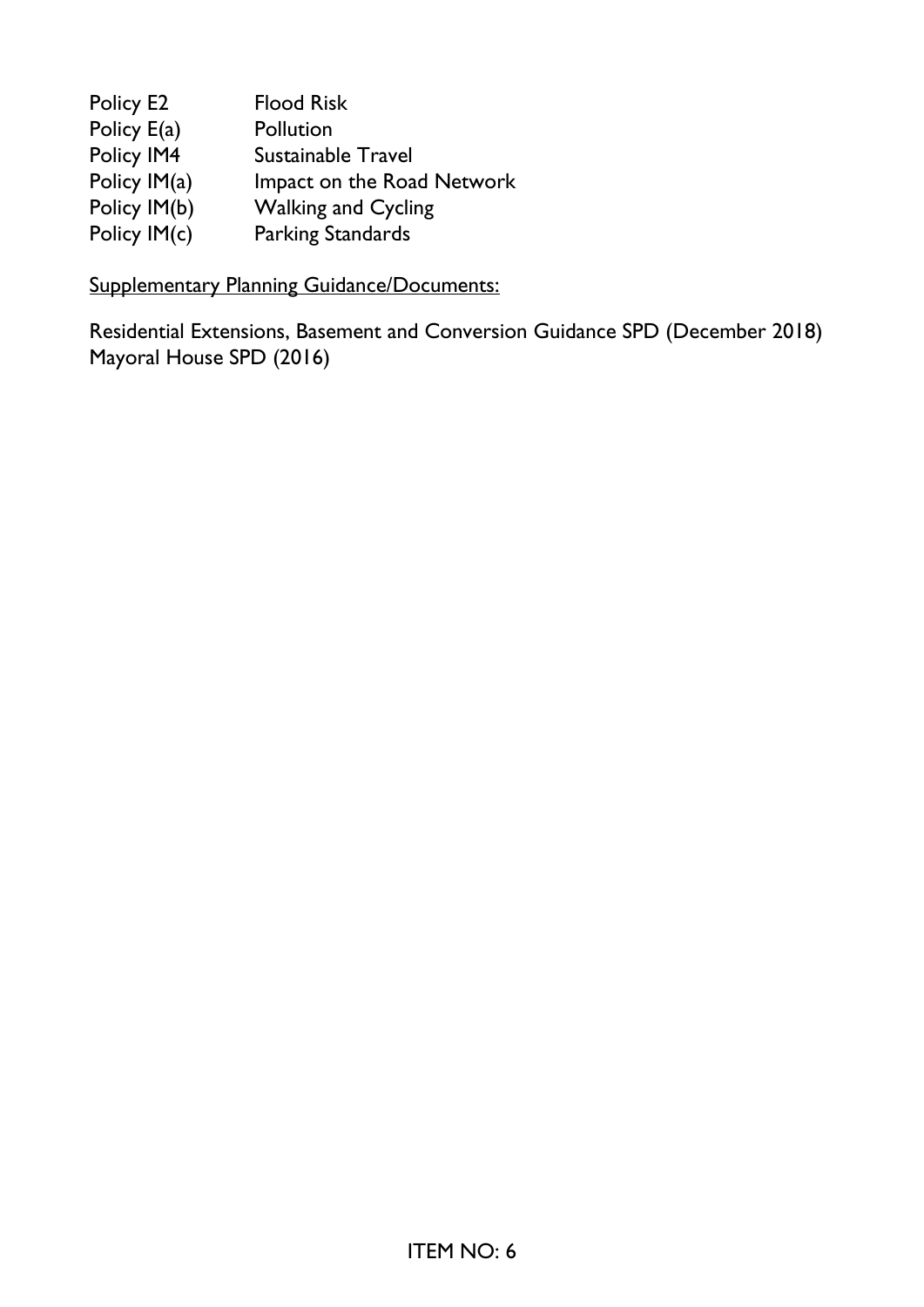| | |
|---|---|
| Policy E2 | Flood Risk |
| Policy E(a) | Pollution |
| Policy IM4 | Sustainable Travel |
| Policy IM(a) | Impact on the Road Network |
| Policy IM(b) | Walking and Cycling |
| Policy IM(c) | Parking Standards |

<u>Supplementary Planning Guidance/Documents:</u>

Residential Extensions, Basement and Conversion Guidance SPD (December 2018)
Mayoral House SPD (2016)